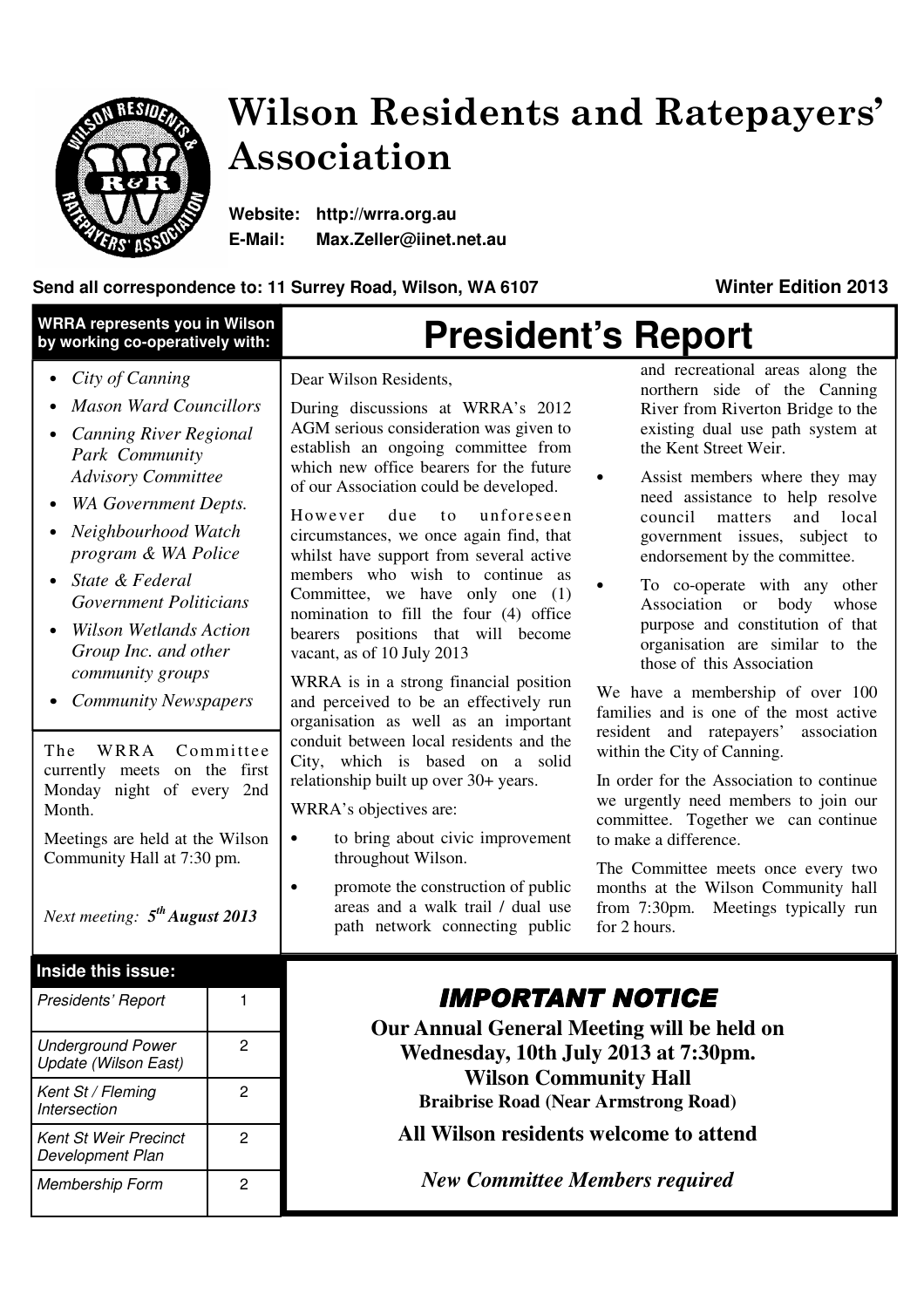# Wilson Residents and Ratepayers' Association

**Website:** http://wrra.org.au
**E-Mail:** Max.Zeller@iinet.net.au

**Send all correspondence to: 11 Surrey Road, Wilson, WA 6107** **Winter Edition 2013**

**WRRA represents you in Wilson by working co-operatively with:**

- *City of Canning*
- *Mason Ward Councillors*
- *Canning River Regional Park Community Advisory Committee*
- *WA Government Depts.*
- *Neighbourhood Watch program & WA Police*
- *State & Federal Government Politicians*
- *Wilson Wetlands Action Group Inc. and other community groups*
- *Community Newspapers*

The WRRA Committee currently meets on the first Monday night of every 2nd Month.

Meetings are held at the Wilson Community Hall at 7:30 pm.

*Next meeting: **5th August 2013***

**Inside this issue:**

| | |
|---|---|
| *Presidents' Report* | 1 |
| *Underground Power Update (Wilson East)* | 2 |
| *Kent St / Fleming Intersection* | 2 |
| *Kent St Weir Precinct Development Plan* | 2 |
| *Membership Form* | 2 |

## President's Report

Dear Wilson Residents,

During discussions at WRRA's 2012 AGM serious consideration was given to establish an ongoing committee from which new office bearers for the future of our Association could be developed.

However due to unforeseen circumstances, we once again find, that whilst have support from several active members who wish to continue as Committee, we have only one (1) nomination to fill the four (4) office bearers positions that will become vacant, as of 10 July 2013

WRRA is in a strong financial position and perceived to be an effectively run organisation as well as an important conduit between local residents and the City, which is based on a solid relationship built up over 30+ years.

WRRA's objectives are:

- to bring about civic improvement throughout Wilson.
- promote the construction of public areas and a walk trail / dual use path network connecting public and recreational areas along the northern side of the Canning River from Riverton Bridge to the existing dual use path system at the Kent Street Weir.
- Assist members where they may need assistance to help resolve council matters and local government issues, subject to endorsement by the committee.
- To co-operate with any other Association or body whose purpose and constitution of that organisation are similar to the those of this Association

We have a membership of over 100 families and is one of the most active resident and ratepayers' association within the City of Canning.

In order for the Association to continue we urgently need members to join our committee. Together we can continue to make a difference.

The Committee meets once every two months at the Wilson Community hall from 7:30pm. Meetings typically run for 2 hours.

## *IMPORTANT NOTICE*

**Our Annual General Meeting will be held on Wednesday, 10th July 2013 at 7:30pm.**
**Wilson Community Hall**
**Braibrise Road (Near Armstrong Road)**

**All Wilson residents welcome to attend**

***New Committee Members required***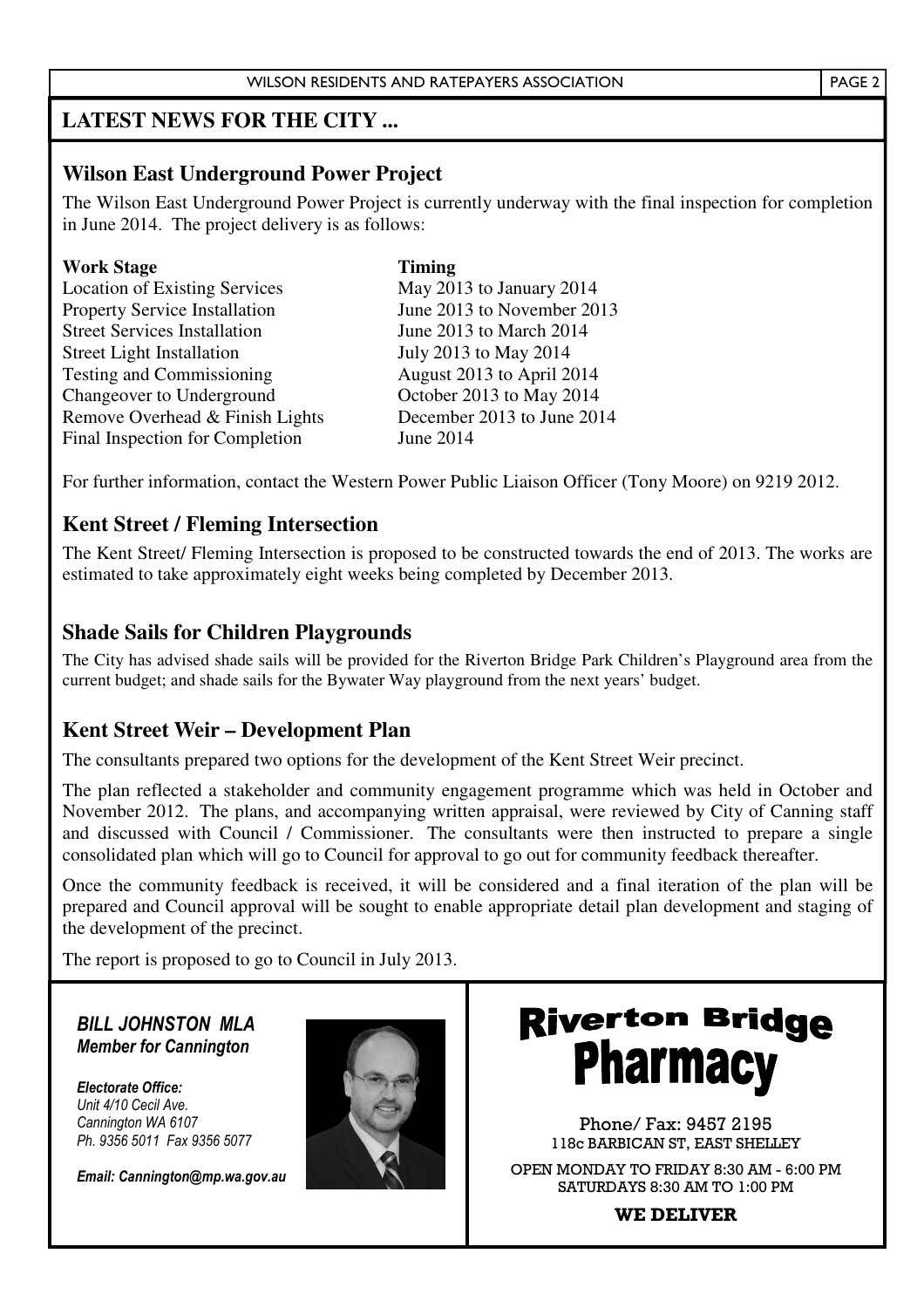## LATEST NEWS FOR THE CITY ...

### Wilson East Underground Power Project

The Wilson East Underground Power Project is currently underway with the final inspection for completion in June 2014. The project delivery is as follows:

| Work Stage | Timing |
|---|---|
| Location of Existing Services | May 2013 to January 2014 |
| Property Service Installation | June 2013 to November 2013 |
| Street Services Installation | June 2013 to March 2014 |
| Street Light Installation | July 2013 to May 2014 |
| Testing and Commissioning | August 2013 to April 2014 |
| Changeover to Underground | October 2013 to May 2014 |
| Remove Overhead & Finish Lights | December 2013 to June 2014 |
| Final Inspection for Completion | June 2014 |

For further information, contact the Western Power Public Liaison Officer (Tony Moore) on 9219 2012.

### Kent Street / Fleming Intersection

The Kent Street/ Fleming Intersection is proposed to be constructed towards the end of 2013. The works are estimated to take approximately eight weeks being completed by December 2013.

### Shade Sails for Children Playgrounds

The City has advised shade sails will be provided for the Riverton Bridge Park Children's Playground area from the current budget; and shade sails for the Bywater Way playground from the next years' budget.

### Kent Street Weir – Development Plan

The consultants prepared two options for the development of the Kent Street Weir precinct.

The plan reflected a stakeholder and community engagement programme which was held in October and November 2012. The plans, and accompanying written appraisal, were reviewed by City of Canning staff and discussed with Council / Commissioner. The consultants were then instructed to prepare a single consolidated plan which will go to Council for approval to go out for community feedback thereafter.

Once the community feedback is received, it will be considered and a final iteration of the plan will be prepared and Council approval will be sought to enable appropriate detail plan development and staging of the development of the precinct.

The report is proposed to go to Council in July 2013.

***BILL JOHNSTON MLA***
***Member for Cannington***

***Electorate Office:***
*Unit 4/10 Cecil Ave.*
*Cannington WA 6107*
*Ph. 9356 5011 Fax 9356 5077*

***Email: Cannington@mp.wa.gov.au***

**Riverton Bridge Pharmacy**

Phone/ Fax: 9457 2195
118c BARBICAN ST, EAST SHELLEY

OPEN MONDAY TO FRIDAY 8:30 AM - 6:00 PM
SATURDAYS 8:30 AM TO 1:00 PM

**WE DELIVER**